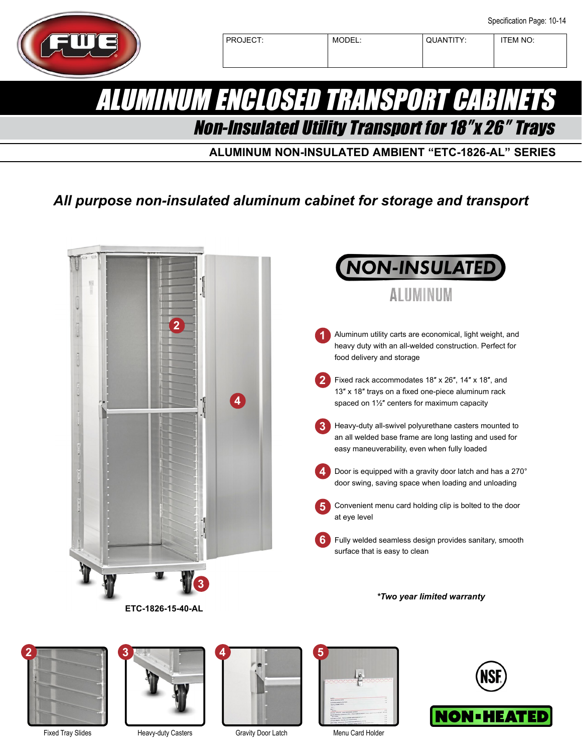Specification Page: 10-14

| PROJECT: | MODEL: | QUANTITY: | ITEM NO: |
| --- | --- | --- | --- |
| | | | |

# ALUMINUM ENCLOSED TRANSPORT CABINETS

## Non-Insulated Utility Transport for 18″x 26″ Trays

### ALUMINUM NON-INSULATED AMBIENT “ETC-1826-AL” SERIES

***All purpose non-insulated aluminum cabinet for storage and transport***

NON-INSULATED

ALUMINUM

1. Aluminum utility carts are economical, light weight, and heavy duty with an all-welded construction. Perfect for food delivery and storage
2. Fixed rack accommodates 18″ x 26″, 14″ x 18″, and 13″ x 18″ trays on a fixed one-piece aluminum rack spaced on 1½″ centers for maximum capacity
3. Heavy-duty all-swivel polyurethane casters mounted to an all welded base frame are long lasting and used for easy maneuverability, even when fully loaded
4. Door is equipped with a gravity door latch and has a 270° door swing, saving space when loading and unloading
5. Convenient menu card holding clip is bolted to the door at eye level
6. Fully welded seamless design provides sanitary, smooth surface that is easy to clean

***Two year limited warranty**

**ETC-1826-15-40-AL**

Fixed Tray Slides

Heavy-duty Casters

Gravity Door Latch

Menu Card Holder

NSF

NON-HEATED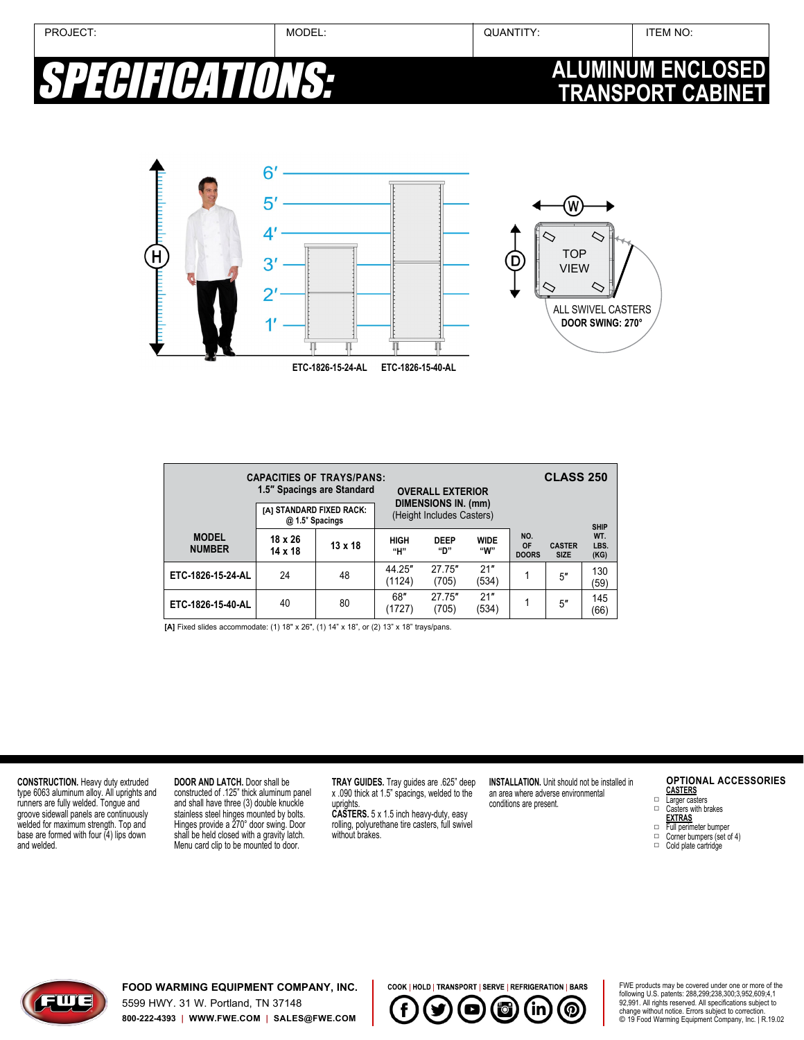| PROJECT: | MODEL: | QUANTITY: | ITEM NO: |
|---|---|---|---|

# SPECIFICATIONS:

## ALUMINUM ENCLOSED TRANSPORT CABINET

6′
5′
4′
3′
2′
1′
H

ETC-1826-15-24-AL
ETC-1826-15-40-AL

W
D
TOP VIEW
ALL SWIVEL CASTERS
**DOOR SWING: 270°**

| MODEL NUMBER | CAPACITIES OF TRAYS/PANS: 1.5″ Spacings are Standard — [A] STANDARD FIXED RACK: @ 1.5" Spacings | | OVERALL EXTERIOR DIMENSIONS IN. (mm) (Height Includes Casters) | | | CLASS 250 | | |
|---|---|---|---|---|---|---|---|---|
| | 18 x 26 / 14 x 18 | 13 x 18 | HIGH "H" | DEEP "D" | WIDE "W" | NO. OF DOORS | CASTER SIZE | SHIP WT. LBS. (KG) |
| ETC-1826-15-24-AL | 24 | 48 | 44.25″ (1124) | 27.75″ (705) | 21″ (534) | 1 | 5″ | 130 (59) |
| ETC-1826-15-40-AL | 40 | 80 | 68″ (1727) | 27.75″ (705) | 21″ (534) | 1 | 5″ | 145 (66) |

**[A]** Fixed slides accommodate: (1) 18" x 26", (1) 14" x 18", or (2) 13" x 18" trays/pans.

**CONSTRUCTION.** Heavy duty extruded type 6063 aluminum alloy. All uprights and runners are fully welded. Tongue and groove sidewall panels are continuously welded for maximum strength. Top and base are formed with four (4) lips down and welded.

**DOOR AND LATCH.** Door shall be constructed of .125" thick aluminum panel and shall have three (3) double knuckle stainless steel hinges mounted by bolts. Hinges provide a 270° door swing. Door shall be held closed with a gravity latch. Menu card clip to be mounted to door.

**TRAY GUIDES.** Tray guides are .625" deep x .090 thick at 1.5" spacings, welded to the uprights.

**CASTERS.** 5 x 1.5 inch heavy-duty, easy rolling, polyurethane tire casters, full swivel without brakes.

**INSTALLATION.** Unit should not be installed in an area where adverse environmental conditions are present.

### OPTIONAL ACCESSORIES

**CASTERS**

- ☐ Larger casters
- ☐ Casters with brakes

**EXTRAS**

- ☐ Full perimeter bumper
- ☐ Corner bumpers (set of 4)
- ☐ Cold plate cartridge

**FOOD WARMING EQUIPMENT COMPANY, INC.**
5599 HWY. 31 W. Portland, TN 37148
**800-222-4393 | WWW.FWE.COM | SALES@FWE.COM**

COOK | HOLD | TRANSPORT | SERVE | REFRIGERATION | BARS

FWE products may be covered under one or more of the following U.S. patents: 288,299;238,300;3,952,609;4,192,991. All rights reserved. All specifications subject to change without notice. Errors subject to correction. © 19 Food Warming Equipment Company, Inc. | R.19.02